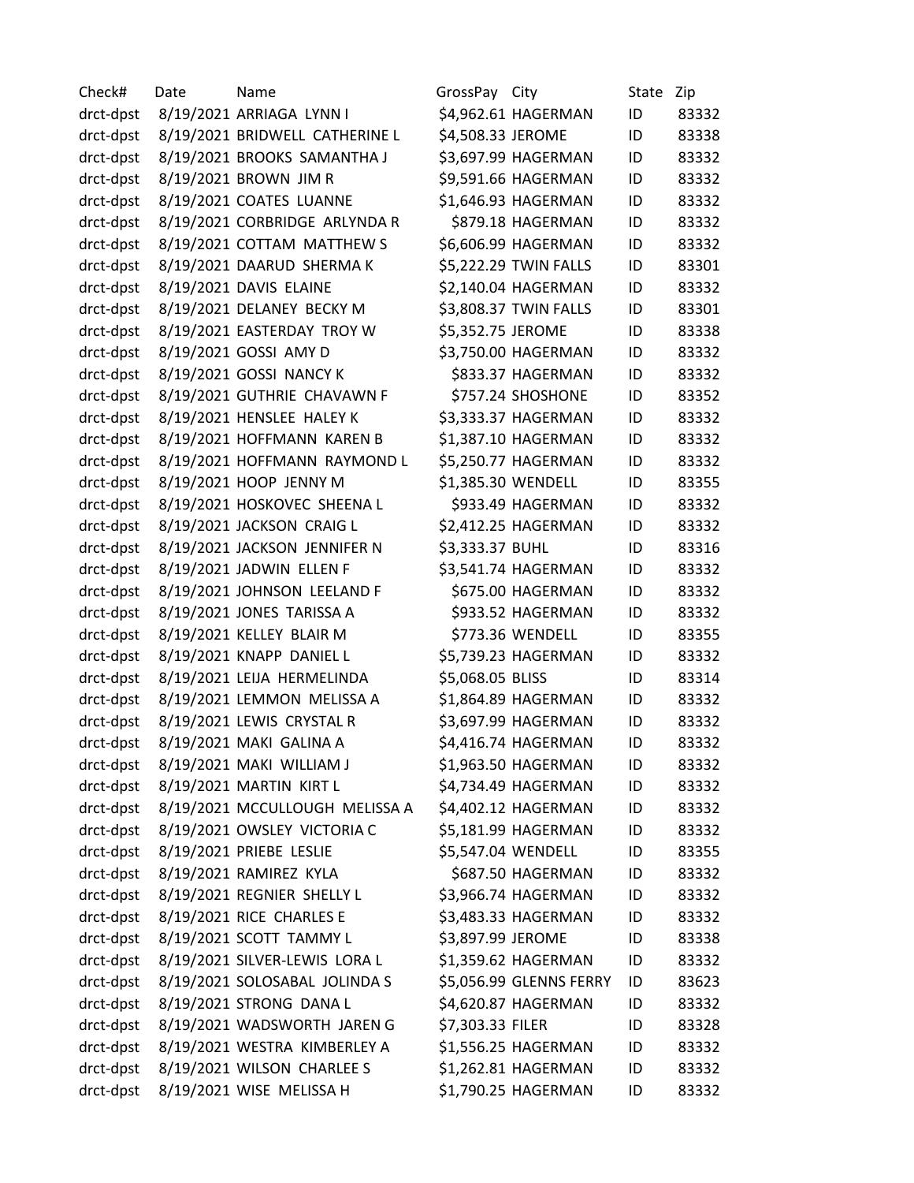| Check# | Date | Name | GrossPay | City | State | Zip |
|---|---|---|---|---|---|---|
| drct-dpst | 8/19/2021 | ARRIAGA LYNN I | $4,962.61 | HAGERMAN | ID | 83332 |
| drct-dpst | 8/19/2021 | BRIDWELL CATHERINE L | $4,508.33 | JEROME | ID | 83338 |
| drct-dpst | 8/19/2021 | BROOKS SAMANTHA J | $3,697.99 | HAGERMAN | ID | 83332 |
| drct-dpst | 8/19/2021 | BROWN JIM R | $9,591.66 | HAGERMAN | ID | 83332 |
| drct-dpst | 8/19/2021 | COATES LUANNE | $1,646.93 | HAGERMAN | ID | 83332 |
| drct-dpst | 8/19/2021 | CORBRIDGE ARLYNDA R | $879.18 | HAGERMAN | ID | 83332 |
| drct-dpst | 8/19/2021 | COTTAM MATTHEW S | $6,606.99 | HAGERMAN | ID | 83332 |
| drct-dpst | 8/19/2021 | DAARUD SHERMA K | $5,222.29 | TWIN FALLS | ID | 83301 |
| drct-dpst | 8/19/2021 | DAVIS ELAINE | $2,140.04 | HAGERMAN | ID | 83332 |
| drct-dpst | 8/19/2021 | DELANEY BECKY M | $3,808.37 | TWIN FALLS | ID | 83301 |
| drct-dpst | 8/19/2021 | EASTERDAY TROY W | $5,352.75 | JEROME | ID | 83338 |
| drct-dpst | 8/19/2021 | GOSSI AMY D | $3,750.00 | HAGERMAN | ID | 83332 |
| drct-dpst | 8/19/2021 | GOSSI NANCY K | $833.37 | HAGERMAN | ID | 83332 |
| drct-dpst | 8/19/2021 | GUTHRIE CHAVAWN F | $757.24 | SHOSHONE | ID | 83352 |
| drct-dpst | 8/19/2021 | HENSLEE HALEY K | $3,333.37 | HAGERMAN | ID | 83332 |
| drct-dpst | 8/19/2021 | HOFFMANN KAREN B | $1,387.10 | HAGERMAN | ID | 83332 |
| drct-dpst | 8/19/2021 | HOFFMANN RAYMOND L | $5,250.77 | HAGERMAN | ID | 83332 |
| drct-dpst | 8/19/2021 | HOOP JENNY M | $1,385.30 | WENDELL | ID | 83355 |
| drct-dpst | 8/19/2021 | HOSKOVEC SHEENA L | $933.49 | HAGERMAN | ID | 83332 |
| drct-dpst | 8/19/2021 | JACKSON CRAIG L | $2,412.25 | HAGERMAN | ID | 83332 |
| drct-dpst | 8/19/2021 | JACKSON JENNIFER N | $3,333.37 | BUHL | ID | 83316 |
| drct-dpst | 8/19/2021 | JADWIN ELLEN F | $3,541.74 | HAGERMAN | ID | 83332 |
| drct-dpst | 8/19/2021 | JOHNSON LEELAND F | $675.00 | HAGERMAN | ID | 83332 |
| drct-dpst | 8/19/2021 | JONES TARISSA A | $933.52 | HAGERMAN | ID | 83332 |
| drct-dpst | 8/19/2021 | KELLEY BLAIR M | $773.36 | WENDELL | ID | 83355 |
| drct-dpst | 8/19/2021 | KNAPP DANIEL L | $5,739.23 | HAGERMAN | ID | 83332 |
| drct-dpst | 8/19/2021 | LEIJA HERMELINDA | $5,068.05 | BLISS | ID | 83314 |
| drct-dpst | 8/19/2021 | LEMMON MELISSA A | $1,864.89 | HAGERMAN | ID | 83332 |
| drct-dpst | 8/19/2021 | LEWIS CRYSTAL R | $3,697.99 | HAGERMAN | ID | 83332 |
| drct-dpst | 8/19/2021 | MAKI GALINA A | $4,416.74 | HAGERMAN | ID | 83332 |
| drct-dpst | 8/19/2021 | MAKI WILLIAM J | $1,963.50 | HAGERMAN | ID | 83332 |
| drct-dpst | 8/19/2021 | MARTIN KIRT L | $4,734.49 | HAGERMAN | ID | 83332 |
| drct-dpst | 8/19/2021 | MCCULLOUGH MELISSA A | $4,402.12 | HAGERMAN | ID | 83332 |
| drct-dpst | 8/19/2021 | OWSLEY VICTORIA C | $5,181.99 | HAGERMAN | ID | 83332 |
| drct-dpst | 8/19/2021 | PRIEBE LESLIE | $5,547.04 | WENDELL | ID | 83355 |
| drct-dpst | 8/19/2021 | RAMIREZ KYLA | $687.50 | HAGERMAN | ID | 83332 |
| drct-dpst | 8/19/2021 | REGNIER SHELLY L | $3,966.74 | HAGERMAN | ID | 83332 |
| drct-dpst | 8/19/2021 | RICE CHARLES E | $3,483.33 | HAGERMAN | ID | 83332 |
| drct-dpst | 8/19/2021 | SCOTT TAMMY L | $3,897.99 | JEROME | ID | 83338 |
| drct-dpst | 8/19/2021 | SILVER-LEWIS LORA L | $1,359.62 | HAGERMAN | ID | 83332 |
| drct-dpst | 8/19/2021 | SOLOSABAL JOLINDA S | $5,056.99 | GLENNS FERRY | ID | 83623 |
| drct-dpst | 8/19/2021 | STRONG DANA L | $4,620.87 | HAGERMAN | ID | 83332 |
| drct-dpst | 8/19/2021 | WADSWORTH JAREN G | $7,303.33 | FILER | ID | 83328 |
| drct-dpst | 8/19/2021 | WESTRA KIMBERLEY A | $1,556.25 | HAGERMAN | ID | 83332 |
| drct-dpst | 8/19/2021 | WILSON CHARLEE S | $1,262.81 | HAGERMAN | ID | 83332 |
| drct-dpst | 8/19/2021 | WISE MELISSA H | $1,790.25 | HAGERMAN | ID | 83332 |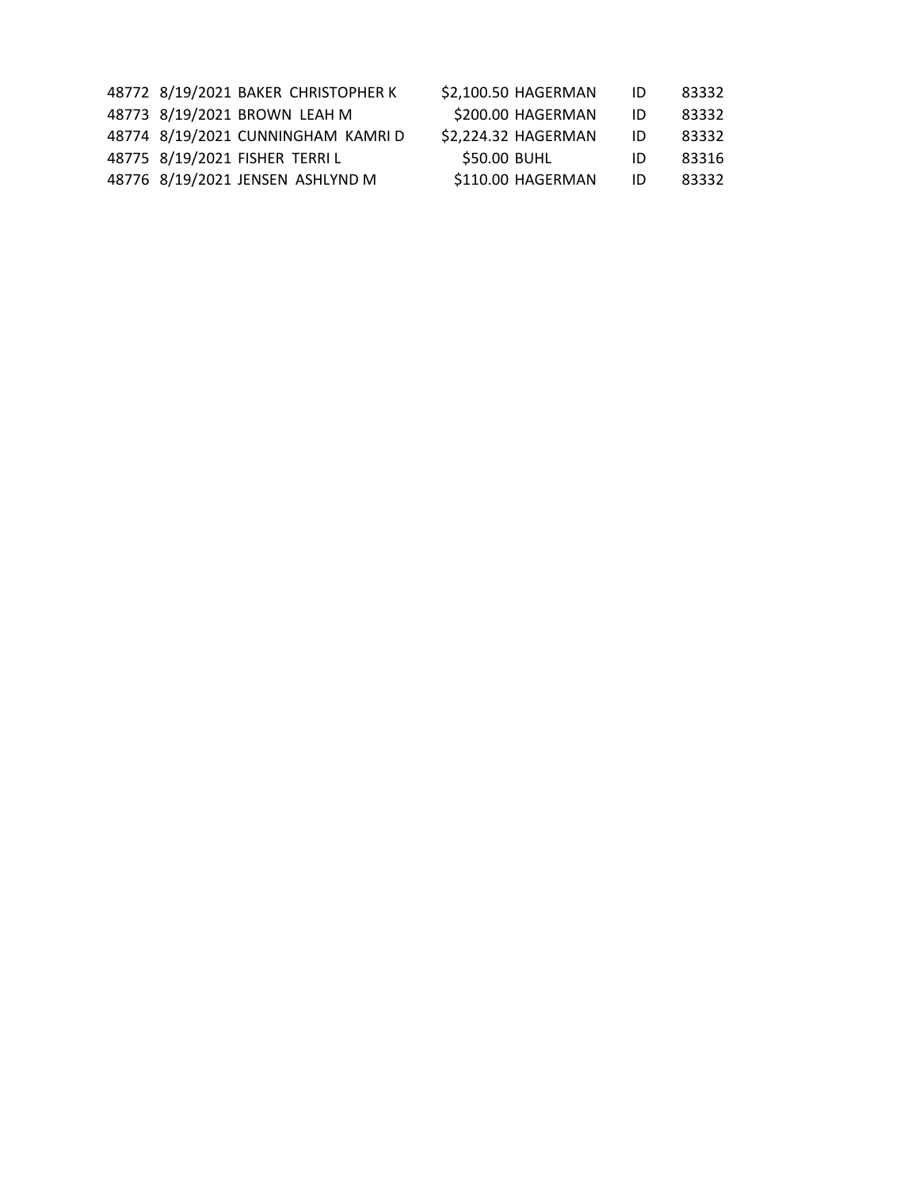| | | | | | | |
|---|---|---|---|---|---|---|
| 48772 | 8/19/2021 | BAKER CHRISTOPHER K | $2,100.50 | HAGERMAN | ID | 83332 |
| 48773 | 8/19/2021 | BROWN LEAH M | $200.00 | HAGERMAN | ID | 83332 |
| 48774 | 8/19/2021 | CUNNINGHAM KAMRI D | $2,224.32 | HAGERMAN | ID | 83332 |
| 48775 | 8/19/2021 | FISHER TERRI L | $50.00 | BUHL | ID | 83316 |
| 48776 | 8/19/2021 | JENSEN ASHLYND M | $110.00 | HAGERMAN | ID | 83332 |